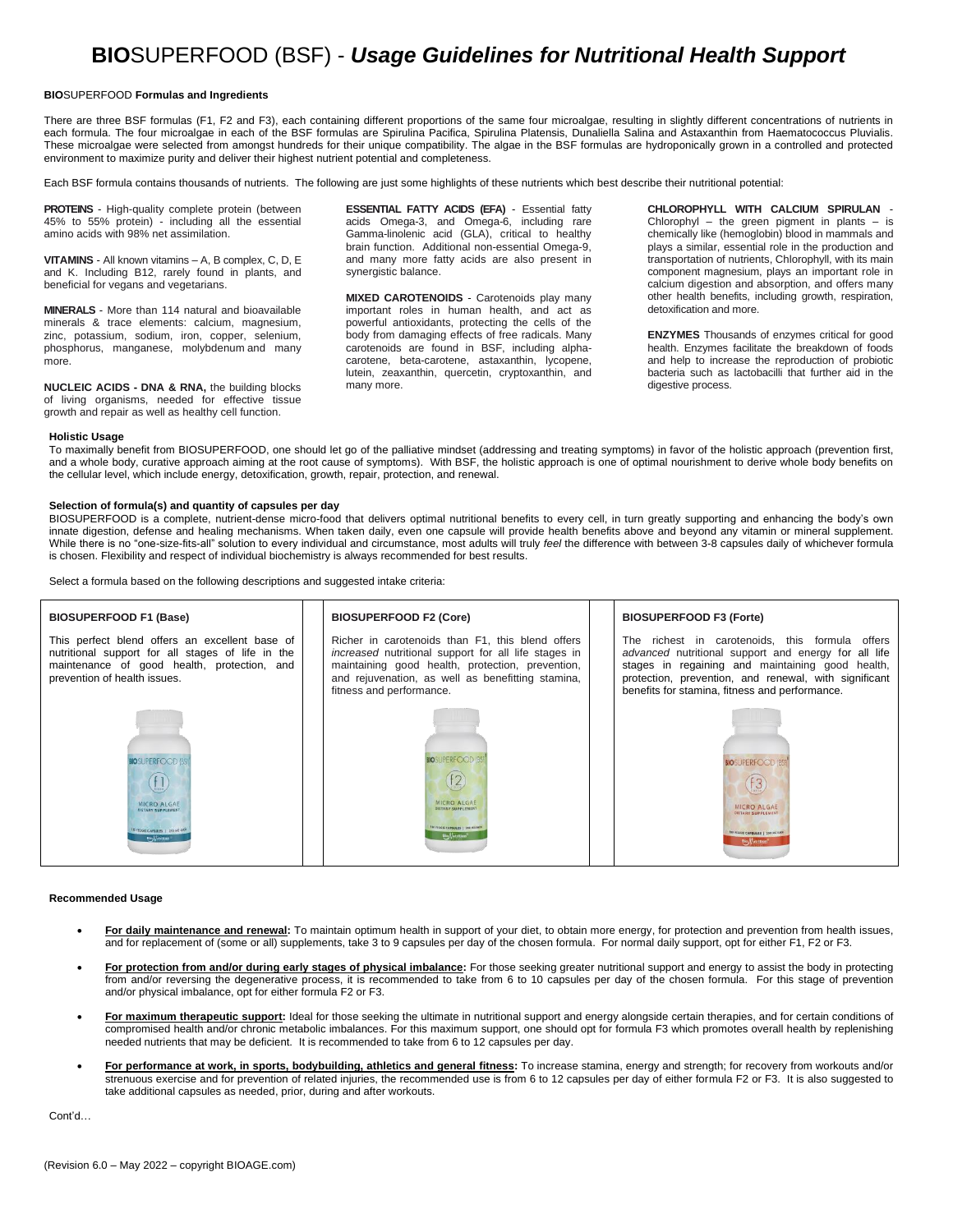# **BIO**SUPERFOOD (BSF) - ***Usage Guidelines for Nutritional Health Support***

**BIO**SUPERFOOD **Formulas and Ingredients**

There are three BSF formulas (F1, F2 and F3), each containing different proportions of the same four microalgae, resulting in slightly different concentrations of nutrients in each formula. The four microalgae in each of the BSF formulas are Spirulina Pacifica, Spirulina Platensis, Dunaliella Salina and Astaxanthin from Haematococcus Pluvialis. These microalgae were selected from amongst hundreds for their unique compatibility. The algae in the BSF formulas are hydroponically grown in a controlled and protected environment to maximize purity and deliver their highest nutrient potential and completeness.

Each BSF formula contains thousands of nutrients. The following are just some highlights of these nutrients which best describe their nutritional potential:

**PROTEINS** - High-quality complete protein (between 45% to 55% protein) - including all the essential amino acids with 98% net assimilation.

**VITAMINS** - All known vitamins – A, B complex, C, D, E and K. Including B12, rarely found in plants, and beneficial for vegans and vegetarians.

**MINERALS** - More than 114 natural and bioavailable minerals & trace elements: calcium, magnesium, zinc, potassium, sodium, iron, copper, selenium, phosphorus, manganese, molybdenum and many more.

**NUCLEIC ACIDS - DNA & RNA,** the building blocks of living organisms, needed for effective tissue growth and repair as well as healthy cell function.

**ESSENTIAL FATTY ACIDS (EFA)** - Essential fatty acids Omega-3, and Omega-6, including rare Gamma-linolenic acid (GLA), critical to healthy brain function. Additional non-essential Omega-9, and many more fatty acids are also present in synergistic balance.

**MIXED CAROTENOIDS** - Carotenoids play many important roles in human health, and act as powerful antioxidants, protecting the cells of the body from damaging effects of free radicals. Many carotenoids are found in BSF, including alpha-carotene, beta-carotene, astaxanthin, lycopene, lutein, zeaxanthin, quercetin, cryptoxanthin, and many more.

**CHLOROPHYLL WITH CALCIUM SPIRULAN** - Chlorophyll – the green pigment in plants – is chemically like (hemoglobin) blood in mammals and plays a similar, essential role in the production and transportation of nutrients, Chlorophyll, with its main component magnesium, plays an important role in calcium digestion and absorption, and offers many other health benefits, including growth, respiration, detoxification and more.

**ENZYMES** Thousands of enzymes critical for good health. Enzymes facilitate the breakdown of foods and help to increase the reproduction of probiotic bacteria such as lactobacilli that further aid in the digestive process.

**Holistic Usage**

To maximally benefit from BIOSUPERFOOD, one should let go of the palliative mindset (addressing and treating symptoms) in favor of the holistic approach (prevention first, and a whole body, curative approach aiming at the root cause of symptoms). With BSF, the holistic approach is one of optimal nourishment to derive whole body benefits on the cellular level, which include energy, detoxification, growth, repair, protection, and renewal.

**Selection of formula(s) and quantity of capsules per day**

BIOSUPERFOOD is a complete, nutrient-dense micro-food that delivers optimal nutritional benefits to every cell, in turn greatly supporting and enhancing the body's own innate digestion, defense and healing mechanisms. When taken daily, even one capsule will provide health benefits above and beyond any vitamin or mineral supplement. While there is no "one-size-fits-all" solution to every individual and circumstance, most adults will truly *feel* the difference with between 3-8 capsules daily of whichever formula is chosen. Flexibility and respect of individual biochemistry is always recommended for best results.

Select a formula based on the following descriptions and suggested intake criteria:

**BIOSUPERFOOD F1 (Base)**

This perfect blend offers an excellent base of nutritional support for all stages of life in the maintenance of good health, protection, and prevention of health issues.

**BIOSUPERFOOD F2 (Core)**

Richer in carotenoids than F1, this blend offers *increased* nutritional support for all life stages in maintaining good health, protection, prevention, and rejuvenation, as well as benefitting stamina, fitness and performance.

**BIOSUPERFOOD F3 (Forte)**

The richest in carotenoids, this formula offers *advanced* nutritional support and energy for all life stages in regaining and maintaining good health, protection, prevention, and renewal, with significant benefits for stamina, fitness and performance.

**Recommended Usage**

- **For daily maintenance and renewal:** To maintain optimum health in support of your diet, to obtain more energy, for protection and prevention from health issues, and for replacement of (some or all) supplements, take 3 to 9 capsules per day of the chosen formula. For normal daily support, opt for either F1, F2 or F3.
- **For protection from and/or during early stages of physical imbalance:** For those seeking greater nutritional support and energy to assist the body in protecting from and/or reversing the degenerative process, it is recommended to take from 6 to 10 capsules per day of the chosen formula. For this stage of prevention and/or physical imbalance, opt for either formula F2 or F3.
- **For maximum therapeutic support:** Ideal for those seeking the ultimate in nutritional support and energy alongside certain therapies, and for certain conditions of compromised health and/or chronic metabolic imbalances. For this maximum support, one should opt for formula F3 which promotes overall health by replenishing needed nutrients that may be deficient. It is recommended to take from 6 to 12 capsules per day.
- **For performance at work, in sports, bodybuilding, athletics and general fitness:** To increase stamina, energy and strength; for recovery from workouts and/or strenuous exercise and for prevention of related injuries, the recommended use is from 6 to 12 capsules per day of either formula F2 or F3. It is also suggested to take additional capsules as needed, prior, during and after workouts.

Cont'd…

(Revision 6.0 – May 2022 – copyright BIOAGE.com)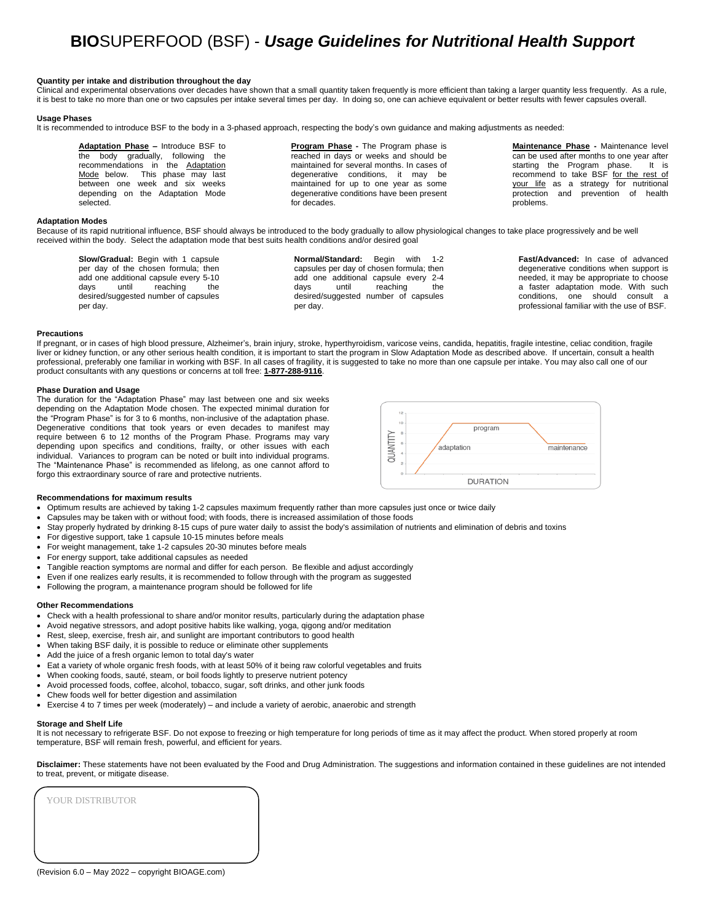# **BIO**SUPERFOOD (BSF) - ***Usage Guidelines for Nutritional Health Support***

**Quantity per intake and distribution throughout the day**

Clinical and experimental observations over decades have shown that a small quantity taken frequently is more efficient than taking a larger quantity less frequently. As a rule, it is best to take no more than one or two capsules per intake several times per day. In doing so, one can achieve equivalent or better results with fewer capsules overall.

**Usage Phases**

It is recommended to introduce BSF to the body in a 3-phased approach, respecting the body's own guidance and making adjustments as needed:

**Adaptation Phase** – Introduce BSF to the body gradually, following the recommendations in the Adaptation Mode below. This phase may last between one week and six weeks depending on the Adaptation Mode selected.

**Program Phase** - The Program phase is reached in days or weeks and should be maintained for several months. In cases of degenerative conditions, it may be maintained for up to one year as some degenerative conditions have been present for decades.

**Maintenance Phase** - Maintenance level can be used after months to one year after starting the Program phase. It is recommend to take BSF for the rest of your life as a strategy for nutritional protection and prevention of health problems.

**Adaptation Modes**

Because of its rapid nutritional influence, BSF should always be introduced to the body gradually to allow physiological changes to take place progressively and be well received within the body. Select the adaptation mode that best suits health conditions and/or desired goal

**Slow/Gradual:** Begin with 1 capsule per day of the chosen formula; then add one additional capsule every 5-10 days until reaching the desired/suggested number of capsules per day.

**Normal/Standard:** Begin with 1-2 capsules per day of chosen formula; then add one additional capsule every 2-4 days until reaching the desired/suggested number of capsules per day.

**Fast/Advanced:** In case of advanced degenerative conditions when support is needed, it may be appropriate to choose a faster adaptation mode. With such conditions, one should consult a professional familiar with the use of BSF.

**Precautions**

If pregnant, or in cases of high blood pressure, Alzheimer's, brain injury, stroke, hyperthyroidism, varicose veins, candida, hepatitis, fragile intestine, celiac condition, fragile liver or kidney function, or any other serious health condition, it is important to start the program in Slow Adaptation Mode as described above. If uncertain, consult a health professional, preferably one familiar in working with BSF. In all cases of fragility, it is suggested to take no more than one capsule per intake. You may also call one of our product consultants with any questions or concerns at toll free: **1-877-288-9116**.

**Phase Duration and Usage**

The duration for the "Adaptation Phase" may last between one and six weeks depending on the Adaptation Mode chosen. The expected minimal duration for the "Program Phase" is for 3 to 6 months, non-inclusive of the adaptation phase. Degenerative conditions that took years or even decades to manifest may require between 6 to 12 months of the Program Phase. Programs may vary depending upon specifics and conditions, frailty, or other issues with each individual. Variances to program can be noted or built into individual programs. The "Maintenance Phase" is recommended as lifelong, as one cannot afford to forgo this extraordinary source of rare and protective nutrients.

QUANTITY
12
10
8
6
4
2
0
adaptation
program
maintenance
DURATION

**Recommendations for maximum results**

- Optimum results are achieved by taking 1-2 capsules maximum frequently rather than more capsules just once or twice daily
- Capsules may be taken with or without food; with foods, there is increased assimilation of those foods
- Stay properly hydrated by drinking 8-15 cups of pure water daily to assist the body's assimilation of nutrients and elimination of debris and toxins
- For digestive support, take 1 capsule 10-15 minutes before meals
- For weight management, take 1-2 capsules 20-30 minutes before meals
- For energy support, take additional capsules as needed
- Tangible reaction symptoms are normal and differ for each person. Be flexible and adjust accordingly
- Even if one realizes early results, it is recommended to follow through with the program as suggested
- Following the program, a maintenance program should be followed for life

**Other Recommendations**

- Check with a health professional to share and/or monitor results, particularly during the adaptation phase
- Avoid negative stressors, and adopt positive habits like walking, yoga, qigong and/or meditation
- Rest, sleep, exercise, fresh air, and sunlight are important contributors to good health
- When taking BSF daily, it is possible to reduce or eliminate other supplements
- Add the juice of a fresh organic lemon to total day's water
- Eat a variety of whole organic fresh foods, with at least 50% of it being raw colorful vegetables and fruits
- When cooking foods, sauté, steam, or boil foods lightly to preserve nutrient potency
- Avoid processed foods, coffee, alcohol, tobacco, sugar, soft drinks, and other junk foods
- Chew foods well for better digestion and assimilation
- Exercise 4 to 7 times per week (moderately) – and include a variety of aerobic, anaerobic and strength

**Storage and Shelf Life**

It is not necessary to refrigerate BSF. Do not expose to freezing or high temperature for long periods of time as it may affect the product. When stored properly at room temperature, BSF will remain fresh, powerful, and efficient for years.

**Disclaimer:** These statements have not been evaluated by the Food and Drug Administration. The suggestions and information contained in these guidelines are not intended to treat, prevent, or mitigate disease.

YOUR DISTRIBUTOR

(Revision 6.0 – May 2022 – copyright BIOAGE.com)